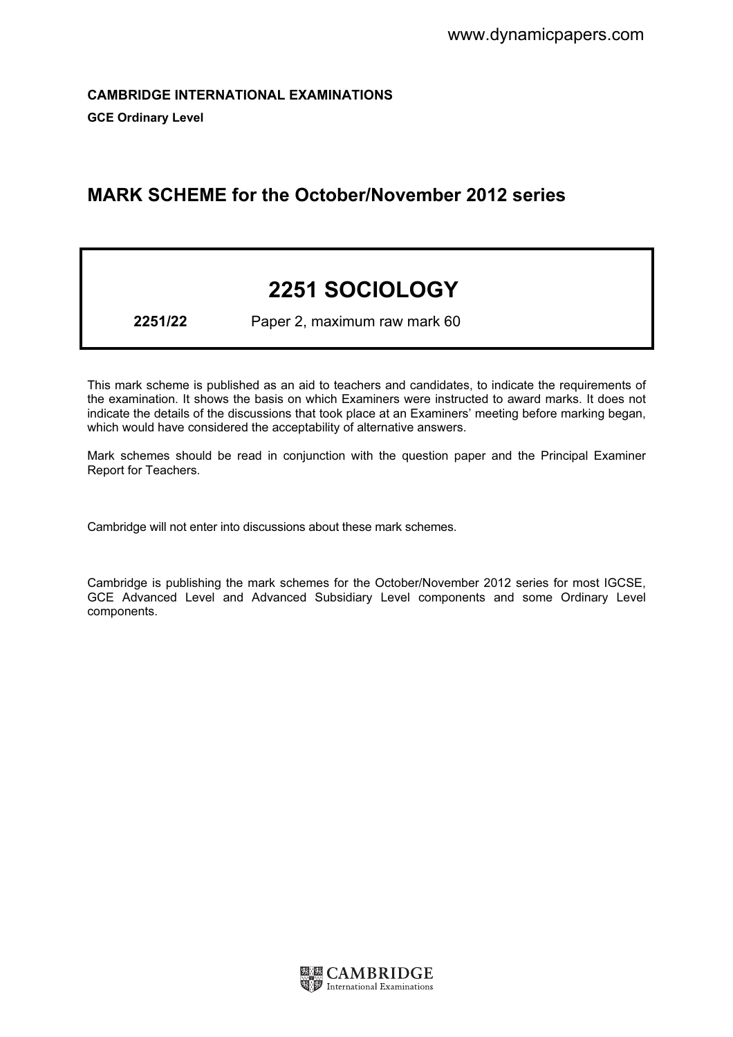**CAMBRIDGE INTERNATIONAL EXAMINATIONS**

**GCE Ordinary Level**

## MARK SCHEME for the October/November 2012 series

# 2251 SOCIOLOGY

**2251/22** Paper 2, maximum raw mark 60

This mark scheme is published as an aid to teachers and candidates, to indicate the requirements of the examination. It shows the basis on which Examiners were instructed to award marks. It does not indicate the details of the discussions that took place at an Examiners' meeting before marking began, which would have considered the acceptability of alternative answers.

Mark schemes should be read in conjunction with the question paper and the Principal Examiner Report for Teachers.

Cambridge will not enter into discussions about these mark schemes.

Cambridge is publishing the mark schemes for the October/November 2012 series for most IGCSE, GCE Advanced Level and Advanced Subsidiary Level components and some Ordinary Level components.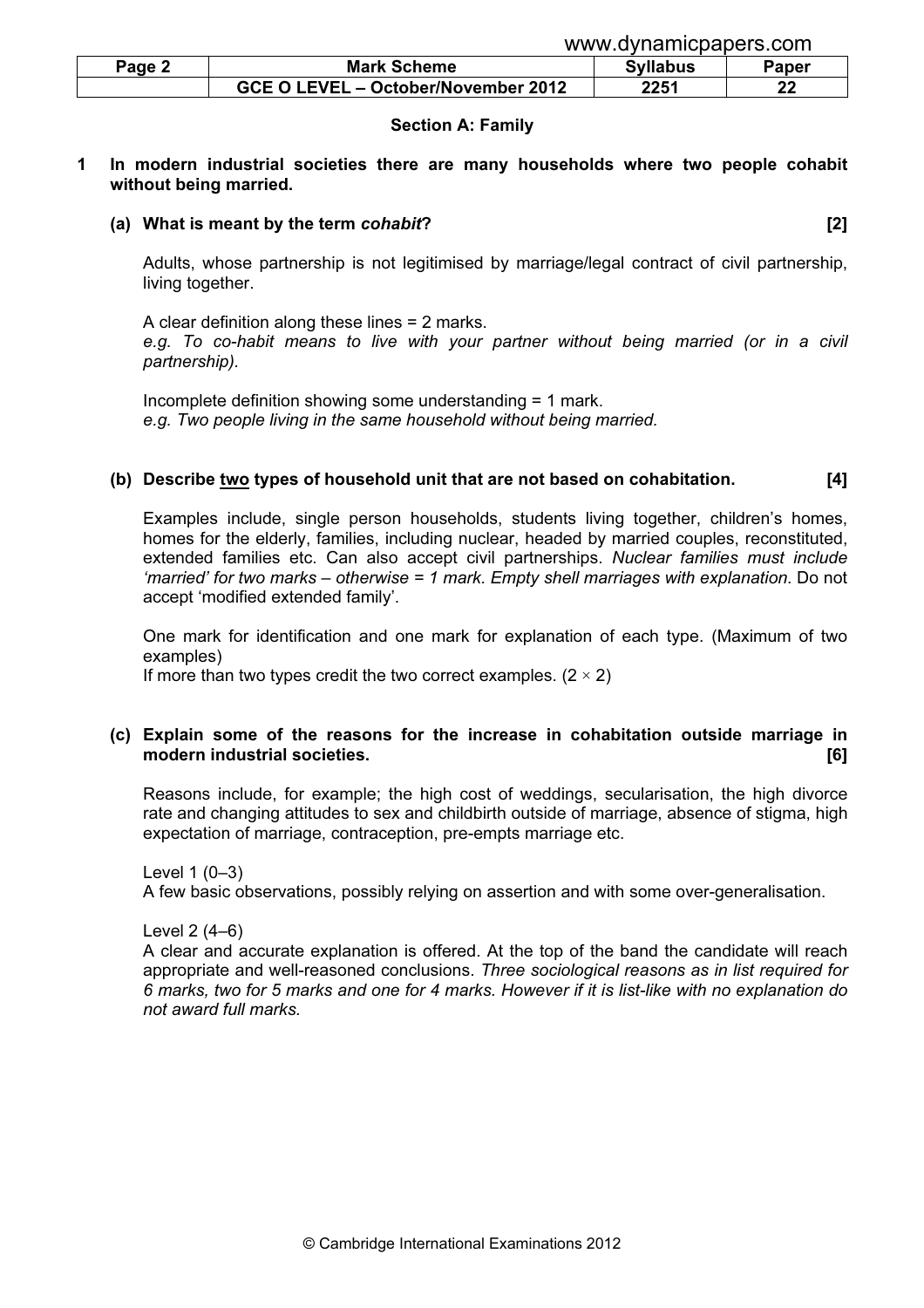## Section A: Family

**1 In modern industrial societies there are many households where two people cohabit without being married.**

**(a) What is meant by the term *cohabit*? [2]**

Adults, whose partnership is not legitimised by marriage/legal contract of civil partnership, living together.

A clear definition along these lines = 2 marks.
*e.g. To co-habit means to live with your partner without being married (or in a civil partnership).*

Incomplete definition showing some understanding = 1 mark.
*e.g. Two people living in the same household without being married.*

**(b) Describe two types of household unit that are not based on cohabitation. [4]**

Examples include, single person households, students living together, children's homes, homes for the elderly, families, including nuclear, headed by married couples, reconstituted, extended families etc. Can also accept civil partnerships. *Nuclear families must include 'married' for two marks – otherwise = 1 mark. Empty shell marriages with explanation.* Do not accept 'modified extended family'.

One mark for identification and one mark for explanation of each type. (Maximum of two examples)
If more than two types credit the two correct examples. ($2 \times 2$)

**(c) Explain some of the reasons for the increase in cohabitation outside marriage in modern industrial societies. [6]**

Reasons include, for example; the high cost of weddings, secularisation, the high divorce rate and changing attitudes to sex and childbirth outside of marriage, absence of stigma, high expectation of marriage, contraception, pre-empts marriage etc.

Level 1 (0–3)
A few basic observations, possibly relying on assertion and with some over-generalisation.

Level 2 (4–6)
A clear and accurate explanation is offered. At the top of the band the candidate will reach appropriate and well-reasoned conclusions. *Three sociological reasons as in list required for 6 marks, two for 5 marks and one for 4 marks. However if it is list-like with no explanation do not award full marks.*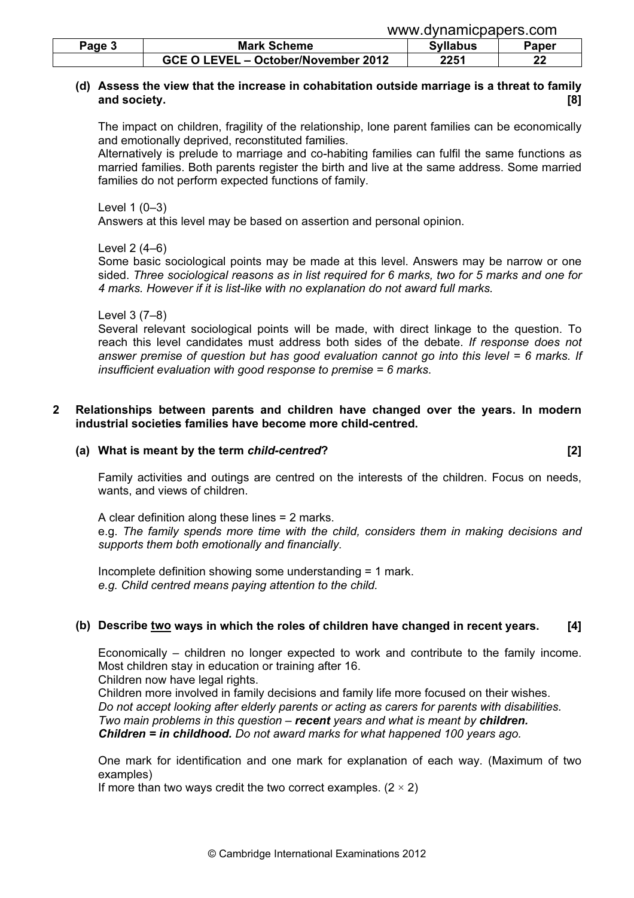**(d) Assess the view that the increase in cohabitation outside marriage is a threat to family and society. [8]**

The impact on children, fragility of the relationship, lone parent families can be economically and emotionally deprived, reconstituted families.
Alternatively is prelude to marriage and co-habiting families can fulfil the same functions as married families. Both parents register the birth and live at the same address. Some married families do not perform expected functions of family.

Level 1 (0–3)
Answers at this level may be based on assertion and personal opinion.

Level 2 (4–6)
Some basic sociological points may be made at this level. Answers may be narrow or one sided. *Three sociological reasons as in list required for 6 marks, two for 5 marks and one for 4 marks. However if it is list-like with no explanation do not award full marks.*

Level 3 (7–8)
Several relevant sociological points will be made, with direct linkage to the question. To reach this level candidates must address both sides of the debate. *If response does not answer premise of question but has good evaluation cannot go into this level = 6 marks. If insufficient evaluation with good response to premise = 6 marks.*

**2 Relationships between parents and children have changed over the years. In modern industrial societies families have become more child-centred.**

**(a) What is meant by the term *child-centred*? [2]**

Family activities and outings are centred on the interests of the children. Focus on needs, wants, and views of children.

A clear definition along these lines = 2 marks.
e.g. *The family spends more time with the child, considers them in making decisions and supports them both emotionally and financially.*

Incomplete definition showing some understanding = 1 mark.
*e.g. Child centred means paying attention to the child.*

**(b) Describe <u>two</u> ways in which the roles of children have changed in recent years. [4]**

Economically – children no longer expected to work and contribute to the family income. Most children stay in education or training after 16.
Children now have legal rights.
Children more involved in family decisions and family life more focused on their wishes.
*Do not accept looking after elderly parents or acting as carers for parents with disabilities.*
*Two main problems in this question – **recent** years and what is meant by **children.***
***Children = in childhood.** Do not award marks for what happened 100 years ago.*

One mark for identification and one mark for explanation of each way. (Maximum of two examples)
If more than two ways credit the two correct examples. (2 × 2)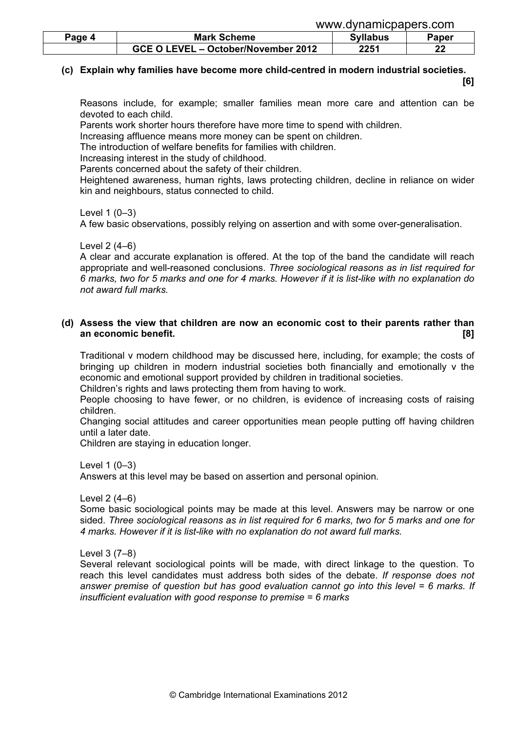**(c) Explain why families have become more child-centred in modern industrial societies. [6]**

Reasons include, for example; smaller families mean more care and attention can be devoted to each child.

Parents work shorter hours therefore have more time to spend with children.

Increasing affluence means more money can be spent on children.

The introduction of welfare benefits for families with children.

Increasing interest in the study of childhood.

Parents concerned about the safety of their children.

Heightened awareness, human rights, laws protecting children, decline in reliance on wider kin and neighbours, status connected to child.

Level 1 (0–3)
A few basic observations, possibly relying on assertion and with some over-generalisation.

Level 2 (4–6)
A clear and accurate explanation is offered. At the top of the band the candidate will reach appropriate and well-reasoned conclusions. *Three sociological reasons as in list required for 6 marks, two for 5 marks and one for 4 marks. However if it is list-like with no explanation do not award full marks.*

**(d) Assess the view that children are now an economic cost to their parents rather than an economic benefit. [8]**

Traditional v modern childhood may be discussed here, including, for example; the costs of bringing up children in modern industrial societies both financially and emotionally v the economic and emotional support provided by children in traditional societies.

Children's rights and laws protecting them from having to work.

People choosing to have fewer, or no children, is evidence of increasing costs of raising children.

Changing social attitudes and career opportunities mean people putting off having children until a later date.

Children are staying in education longer.

Level 1 (0–3)
Answers at this level may be based on assertion and personal opinion.

Level 2 (4–6)
Some basic sociological points may be made at this level. Answers may be narrow or one sided. *Three sociological reasons as in list required for 6 marks, two for 5 marks and one for 4 marks. However if it is list-like with no explanation do not award full marks.*

Level 3 (7–8)
Several relevant sociological points will be made, with direct linkage to the question. To reach this level candidates must address both sides of the debate. *If response does not answer premise of question but has good evaluation cannot go into this level = 6 marks. If insufficient evaluation with good response to premise = 6 marks*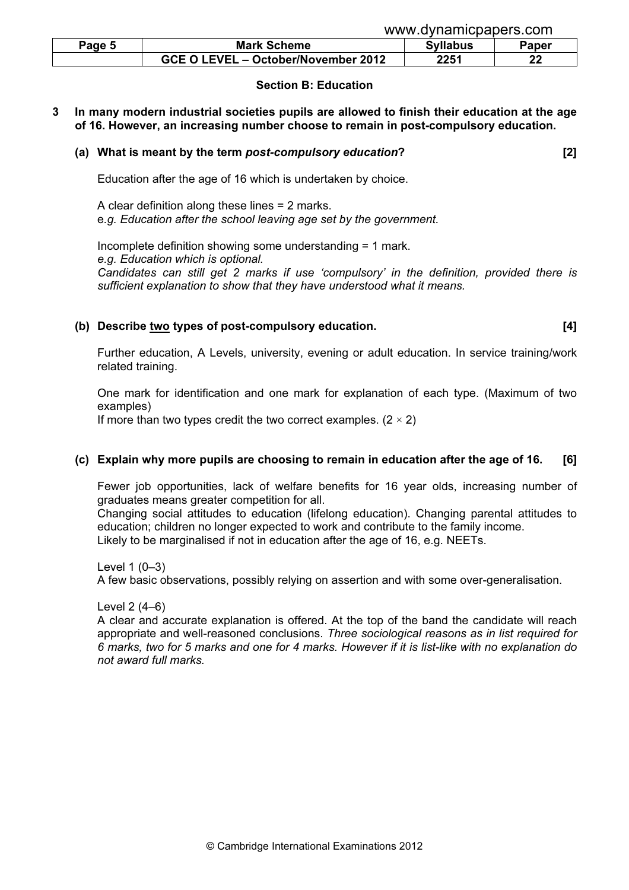## Section B: Education

**3 In many modern industrial societies pupils are allowed to finish their education at the age of 16. However, an increasing number choose to remain in post-compulsory education.**

**(a) What is meant by the term *post-compulsory education*? [2]**

Education after the age of 16 which is undertaken by choice.

A clear definition along these lines = 2 marks.
*e.g. Education after the school leaving age set by the government.*

Incomplete definition showing some understanding = 1 mark.
*e.g. Education which is optional.*
*Candidates can still get 2 marks if use 'compulsory' in the definition, provided there is sufficient explanation to show that they have understood what it means.*

**(b) Describe <u>two</u> types of post-compulsory education. [4]**

Further education, A Levels, university, evening or adult education. In service training/work related training.

One mark for identification and one mark for explanation of each type. (Maximum of two examples)
If more than two types credit the two correct examples. ($2 \times 2$)

**(c) Explain why more pupils are choosing to remain in education after the age of 16. [6]**

Fewer job opportunities, lack of welfare benefits for 16 year olds, increasing number of graduates means greater competition for all.
Changing social attitudes to education (lifelong education). Changing parental attitudes to education; children no longer expected to work and contribute to the family income.
Likely to be marginalised if not in education after the age of 16, e.g. NEETs.

Level 1 (0–3)
A few basic observations, possibly relying on assertion and with some over-generalisation.

Level 2 (4–6)
A clear and accurate explanation is offered. At the top of the band the candidate will reach appropriate and well-reasoned conclusions. *Three sociological reasons as in list required for 6 marks, two for 5 marks and one for 4 marks. However if it is list-like with no explanation do not award full marks.*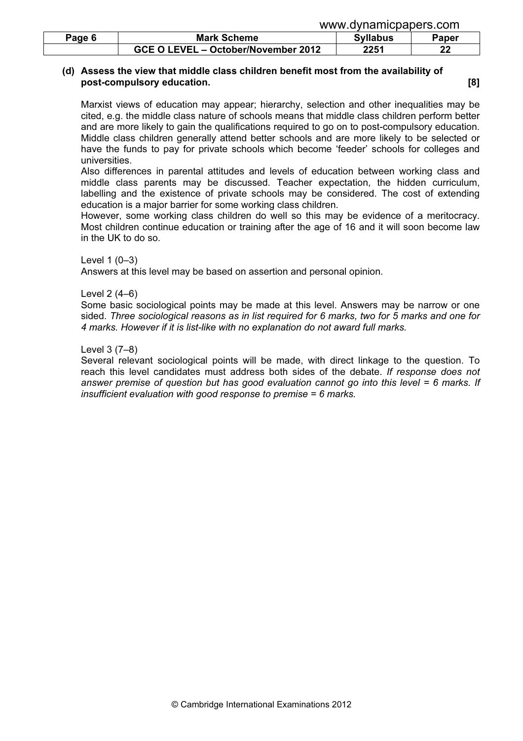**(d) Assess the view that middle class children benefit most from the availability of post-compulsory education. [8]**

Marxist views of education may appear; hierarchy, selection and other inequalities may be cited, e.g. the middle class nature of schools means that middle class children perform better and are more likely to gain the qualifications required to go on to post-compulsory education. Middle class children generally attend better schools and are more likely to be selected or have the funds to pay for private schools which become 'feeder' schools for colleges and universities.

Also differences in parental attitudes and levels of education between working class and middle class parents may be discussed. Teacher expectation, the hidden curriculum, labelling and the existence of private schools may be considered. The cost of extending education is a major barrier for some working class children.

However, some working class children do well so this may be evidence of a meritocracy. Most children continue education or training after the age of 16 and it will soon become law in the UK to do so.

Level 1 (0–3)

Answers at this level may be based on assertion and personal opinion.

Level 2 (4–6)

Some basic sociological points may be made at this level. Answers may be narrow or one sided. *Three sociological reasons as in list required for 6 marks, two for 5 marks and one for 4 marks. However if it is list-like with no explanation do not award full marks.*

Level 3 (7–8)

Several relevant sociological points will be made, with direct linkage to the question. To reach this level candidates must address both sides of the debate. *If response does not answer premise of question but has good evaluation cannot go into this level = 6 marks. If insufficient evaluation with good response to premise = 6 marks.*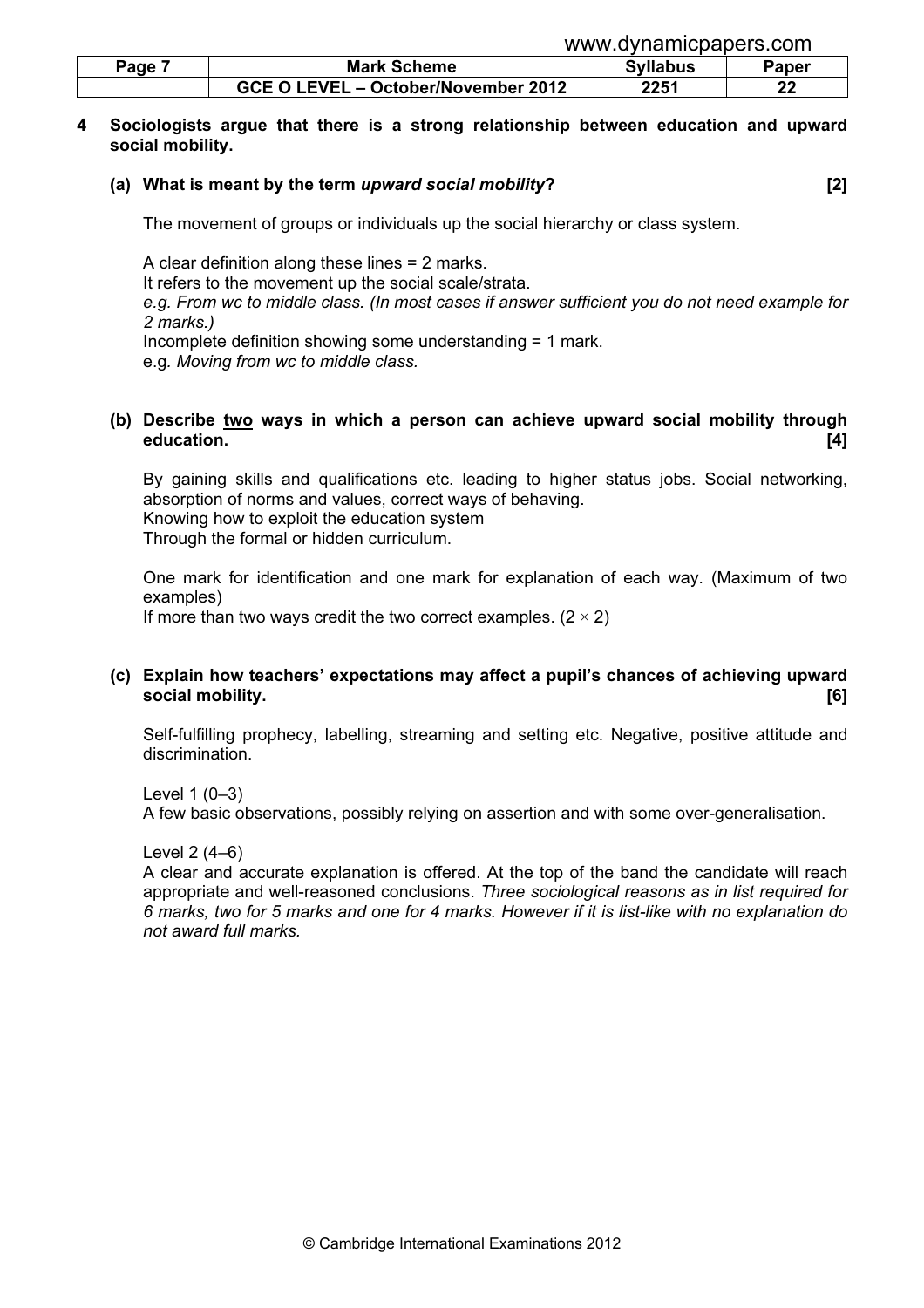**4 Sociologists argue that there is a strong relationship between education and upward social mobility.**

**(a) What is meant by the term *upward social mobility*? [2]**

The movement of groups or individuals up the social hierarchy or class system.

A clear definition along these lines = 2 marks.
It refers to the movement up the social scale/strata.
*e.g. From wc to middle class. (In most cases if answer sufficient you do not need example for 2 marks.)*
Incomplete definition showing some understanding = 1 mark.
e.g. *Moving from wc to middle class.*

**(b) Describe two ways in which a person can achieve upward social mobility through education. [4]**

By gaining skills and qualifications etc. leading to higher status jobs. Social networking, absorption of norms and values, correct ways of behaving.
Knowing how to exploit the education system
Through the formal or hidden curriculum.

One mark for identification and one mark for explanation of each way. (Maximum of two examples)
If more than two ways credit the two correct examples. (2 × 2)

**(c) Explain how teachers' expectations may affect a pupil's chances of achieving upward social mobility. [6]**

Self-fulfilling prophecy, labelling, streaming and setting etc. Negative, positive attitude and discrimination.

Level 1 (0–3)
A few basic observations, possibly relying on assertion and with some over-generalisation.

Level 2 (4–6)
A clear and accurate explanation is offered. At the top of the band the candidate will reach appropriate and well-reasoned conclusions. *Three sociological reasons as in list required for 6 marks, two for 5 marks and one for 4 marks. However if it is list-like with no explanation do not award full marks.*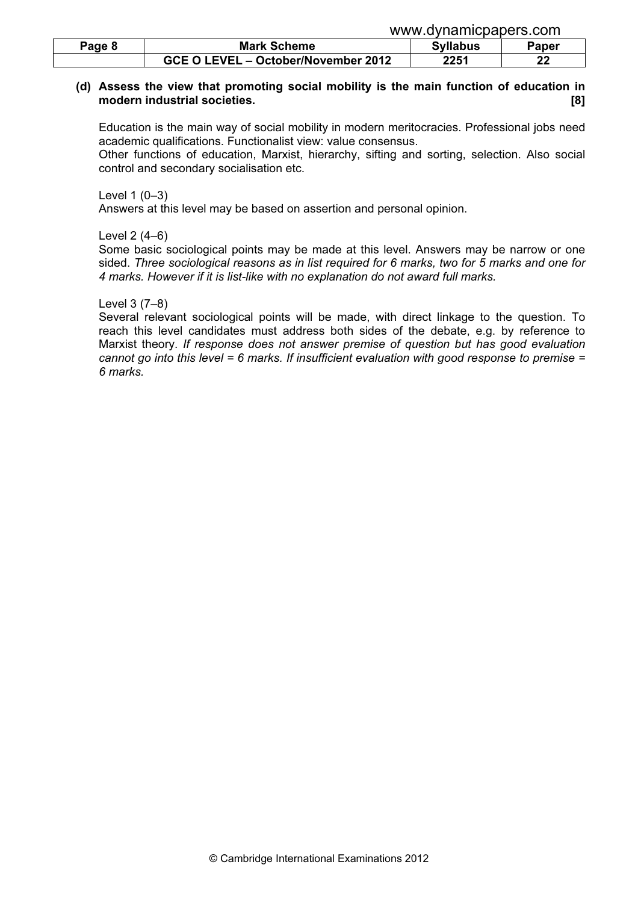**(d) Assess the view that promoting social mobility is the main function of education in modern industrial societies. [8]**

Education is the main way of social mobility in modern meritocracies. Professional jobs need academic qualifications. Functionalist view: value consensus.
Other functions of education, Marxist, hierarchy, sifting and sorting, selection. Also social control and secondary socialisation etc.

Level 1 (0–3)
Answers at this level may be based on assertion and personal opinion.

Level 2 (4–6)
Some basic sociological points may be made at this level. Answers may be narrow or one sided. *Three sociological reasons as in list required for 6 marks, two for 5 marks and one for 4 marks. However if it is list-like with no explanation do not award full marks.*

Level 3 (7–8)
Several relevant sociological points will be made, with direct linkage to the question. To reach this level candidates must address both sides of the debate, e.g. by reference to Marxist theory. *If response does not answer premise of question but has good evaluation cannot go into this level = 6 marks. If insufficient evaluation with good response to premise = 6 marks.*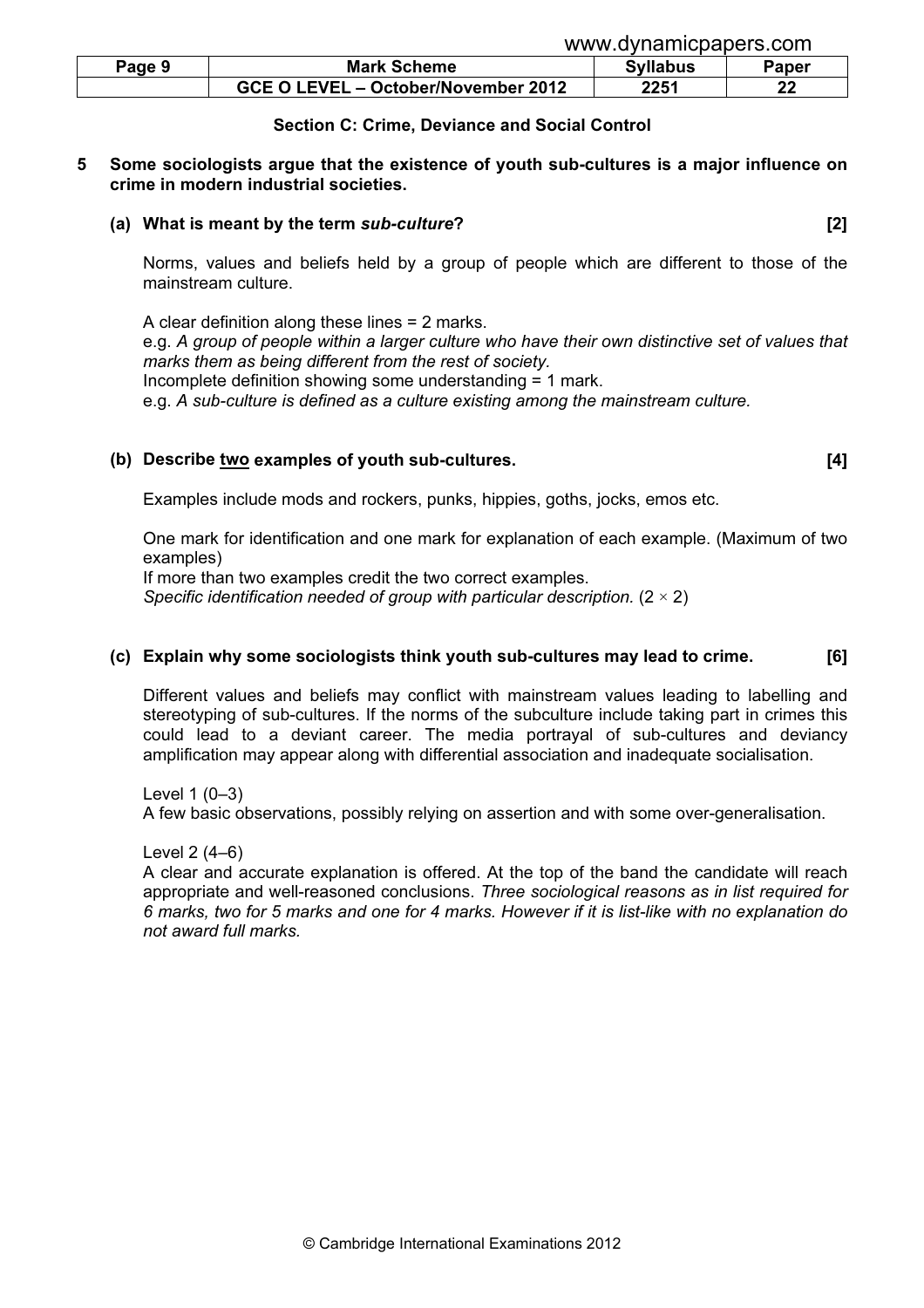## Section C: Crime, Deviance and Social Control

**5 Some sociologists argue that the existence of youth sub-cultures is a major influence on crime in modern industrial societies.**

**(a) What is meant by the term *sub-culture*? [2]**

Norms, values and beliefs held by a group of people which are different to those of the mainstream culture.

A clear definition along these lines = 2 marks.
e.g. *A group of people within a larger culture who have their own distinctive set of values that marks them as being different from the rest of society.*
Incomplete definition showing some understanding = 1 mark.
e.g. *A sub-culture is defined as a culture existing among the mainstream culture.*

**(b) Describe <u>two</u> examples of youth sub-cultures. [4]**

Examples include mods and rockers, punks, hippies, goths, jocks, emos etc.

One mark for identification and one mark for explanation of each example. (Maximum of two examples)
If more than two examples credit the two correct examples.
*Specific identification needed of group with particular description.* (2 × 2)

**(c) Explain why some sociologists think youth sub-cultures may lead to crime. [6]**

Different values and beliefs may conflict with mainstream values leading to labelling and stereotyping of sub-cultures. If the norms of the subculture include taking part in crimes this could lead to a deviant career. The media portrayal of sub-cultures and deviancy amplification may appear along with differential association and inadequate socialisation.

Level 1 (0–3)
A few basic observations, possibly relying on assertion and with some over-generalisation.

Level 2 (4–6)
A clear and accurate explanation is offered. At the top of the band the candidate will reach appropriate and well-reasoned conclusions. *Three sociological reasons as in list required for 6 marks, two for 5 marks and one for 4 marks. However if it is list-like with no explanation do not award full marks.*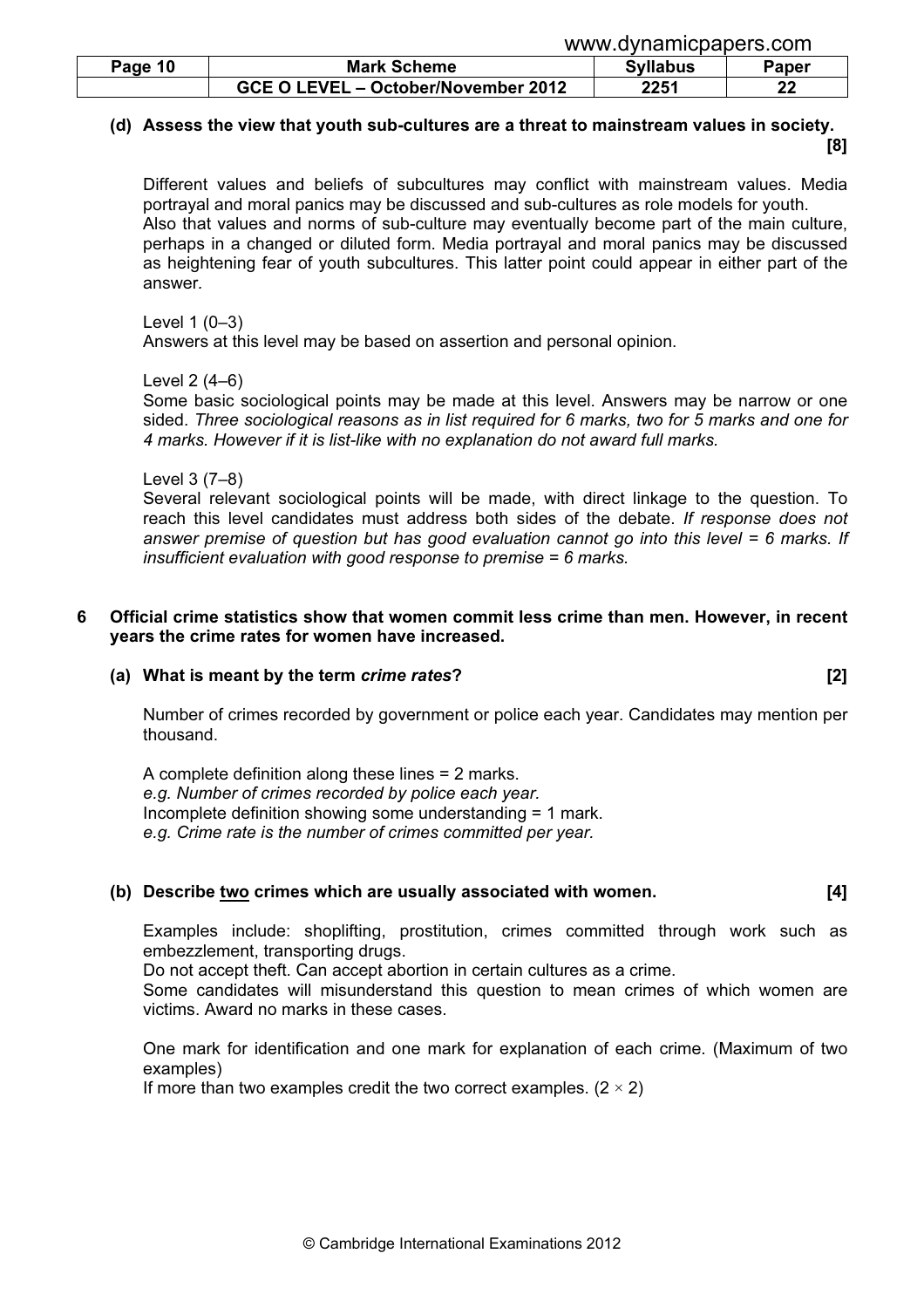**(d) Assess the view that youth sub-cultures are a threat to mainstream values in society. [8]**

Different values and beliefs of subcultures may conflict with mainstream values. Media portrayal and moral panics may be discussed and sub-cultures as role models for youth. Also that values and norms of sub-culture may eventually become part of the main culture, perhaps in a changed or diluted form. Media portrayal and moral panics may be discussed as heightening fear of youth subcultures. This latter point could appear in either part of the answer.

Level 1 (0–3)
Answers at this level may be based on assertion and personal opinion.

Level 2 (4–6)
Some basic sociological points may be made at this level. Answers may be narrow or one sided. *Three sociological reasons as in list required for 6 marks, two for 5 marks and one for 4 marks. However if it is list-like with no explanation do not award full marks.*

Level 3 (7–8)
Several relevant sociological points will be made, with direct linkage to the question. To reach this level candidates must address both sides of the debate. *If response does not answer premise of question but has good evaluation cannot go into this level = 6 marks. If insufficient evaluation with good response to premise = 6 marks.*

**6 Official crime statistics show that women commit less crime than men. However, in recent years the crime rates for women have increased.**

**(a) What is meant by the term *crime rates*? [2]**

Number of crimes recorded by government or police each year. Candidates may mention per thousand.

A complete definition along these lines = 2 marks.
*e.g. Number of crimes recorded by police each year.*
Incomplete definition showing some understanding = 1 mark.
*e.g. Crime rate is the number of crimes committed per year.*

**(b) Describe two crimes which are usually associated with women. [4]**

Examples include: shoplifting, prostitution, crimes committed through work such as embezzlement, transporting drugs.
Do not accept theft. Can accept abortion in certain cultures as a crime.
Some candidates will misunderstand this question to mean crimes of which women are victims. Award no marks in these cases.

One mark for identification and one mark for explanation of each crime. (Maximum of two examples)
If more than two examples credit the two correct examples. ($2 \times 2$)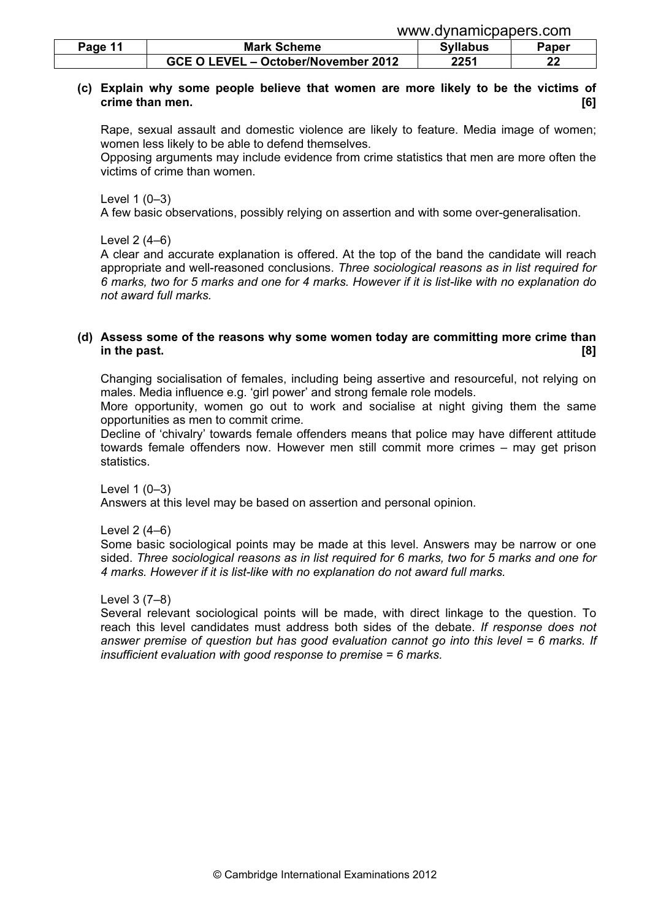**(c) Explain why some people believe that women are more likely to be the victims of crime than men. [6]**

Rape, sexual assault and domestic violence are likely to feature. Media image of women; women less likely to be able to defend themselves.
Opposing arguments may include evidence from crime statistics that men are more often the victims of crime than women.

Level 1 (0–3)
A few basic observations, possibly relying on assertion and with some over-generalisation.

Level 2 (4–6)
A clear and accurate explanation is offered. At the top of the band the candidate will reach appropriate and well-reasoned conclusions. *Three sociological reasons as in list required for 6 marks, two for 5 marks and one for 4 marks. However if it is list-like with no explanation do not award full marks.*

**(d) Assess some of the reasons why some women today are committing more crime than in the past. [8]**

Changing socialisation of females, including being assertive and resourceful, not relying on males. Media influence e.g. 'girl power' and strong female role models.
More opportunity, women go out to work and socialise at night giving them the same opportunities as men to commit crime.
Decline of 'chivalry' towards female offenders means that police may have different attitude towards female offenders now. However men still commit more crimes – may get prison statistics.

Level 1 (0–3)
Answers at this level may be based on assertion and personal opinion.

Level 2 (4–6)
Some basic sociological points may be made at this level. Answers may be narrow or one sided. *Three sociological reasons as in list required for 6 marks, two for 5 marks and one for 4 marks. However if it is list-like with no explanation do not award full marks.*

Level 3 (7–8)
Several relevant sociological points will be made, with direct linkage to the question. To reach this level candidates must address both sides of the debate. *If response does not answer premise of question but has good evaluation cannot go into this level = 6 marks. If insufficient evaluation with good response to premise = 6 marks.*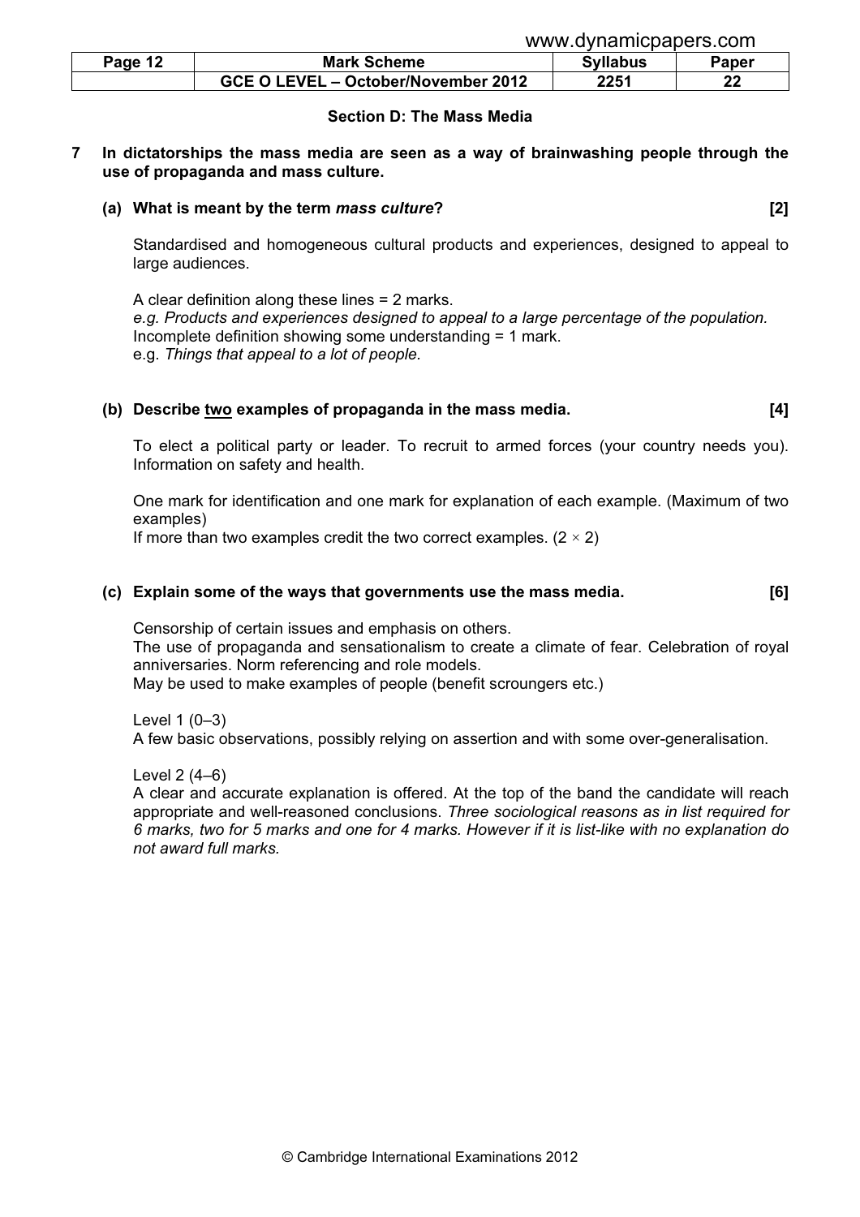## Section D: The Mass Media

**7 In dictatorships the mass media are seen as a way of brainwashing people through the use of propaganda and mass culture.**

**(a) What is meant by the term *mass culture*? [2]**

Standardised and homogeneous cultural products and experiences, designed to appeal to large audiences.

A clear definition along these lines = 2 marks.
*e.g. Products and experiences designed to appeal to a large percentage of the population.*
Incomplete definition showing some understanding = 1 mark.
e.g. *Things that appeal to a lot of people.*

**(b) Describe two examples of propaganda in the mass media. [4]**

To elect a political party or leader. To recruit to armed forces (your country needs you). Information on safety and health.

One mark for identification and one mark for explanation of each example. (Maximum of two examples)
If more than two examples credit the two correct examples. (2 × 2)

**(c) Explain some of the ways that governments use the mass media. [6]**

Censorship of certain issues and emphasis on others.
The use of propaganda and sensationalism to create a climate of fear. Celebration of royal anniversaries. Norm referencing and role models.
May be used to make examples of people (benefit scroungers etc.)

Level 1 (0–3)
A few basic observations, possibly relying on assertion and with some over-generalisation.

Level 2 (4–6)
A clear and accurate explanation is offered. At the top of the band the candidate will reach appropriate and well-reasoned conclusions. *Three sociological reasons as in list required for 6 marks, two for 5 marks and one for 4 marks. However if it is list-like with no explanation do not award full marks.*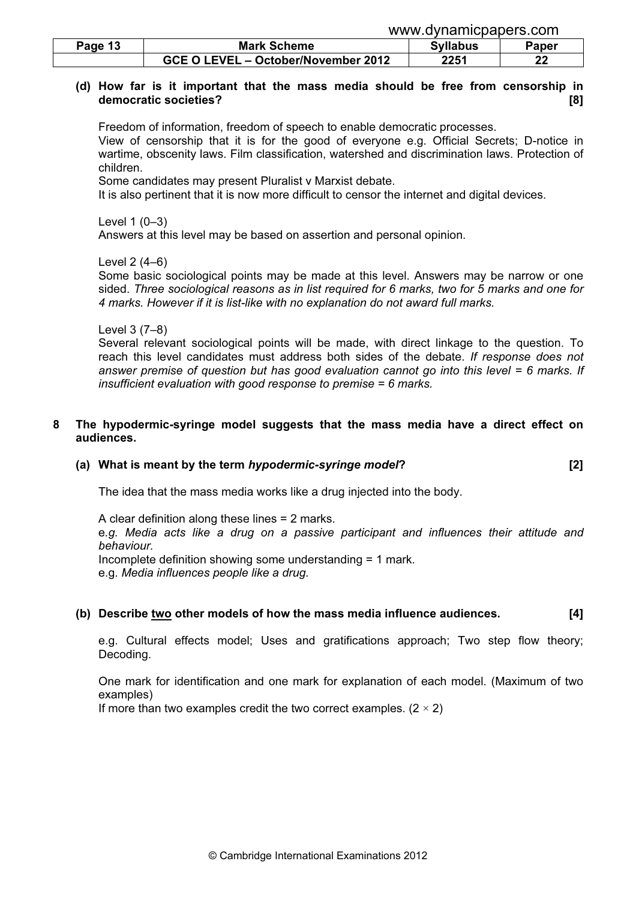**(d) How far is it important that the mass media should be free from censorship in democratic societies? [8]**

Freedom of information, freedom of speech to enable democratic processes.
View of censorship that it is for the good of everyone e.g. Official Secrets; D-notice in wartime, obscenity laws. Film classification, watershed and discrimination laws. Protection of children.
Some candidates may present Pluralist v Marxist debate.
It is also pertinent that it is now more difficult to censor the internet and digital devices.

Level 1 (0–3)
Answers at this level may be based on assertion and personal opinion.

Level 2 (4–6)
Some basic sociological points may be made at this level. Answers may be narrow or one sided. *Three sociological reasons as in list required for 6 marks, two for 5 marks and one for 4 marks. However if it is list-like with no explanation do not award full marks.*

Level 3 (7–8)
Several relevant sociological points will be made, with direct linkage to the question. To reach this level candidates must address both sides of the debate. *If response does not answer premise of question but has good evaluation cannot go into this level = 6 marks. If insufficient evaluation with good response to premise = 6 marks.*

**8 The hypodermic-syringe model suggests that the mass media have a direct effect on audiences.**

**(a) What is meant by the term *hypodermic-syringe model*? [2]**

The idea that the mass media works like a drug injected into the body.

A clear definition along these lines = 2 marks.
e.*g. Media acts like a drug on a passive participant and influences their attitude and behaviour.*
Incomplete definition showing some understanding = 1 mark.
e.g. *Media influences people like a drug.*

**(b) Describe <u>two</u> other models of how the mass media influence audiences. [4]**

e.g. Cultural effects model; Uses and gratifications approach; Two step flow theory; Decoding.

One mark for identification and one mark for explanation of each model. (Maximum of two examples)
If more than two examples credit the two correct examples. $(2 \times 2)$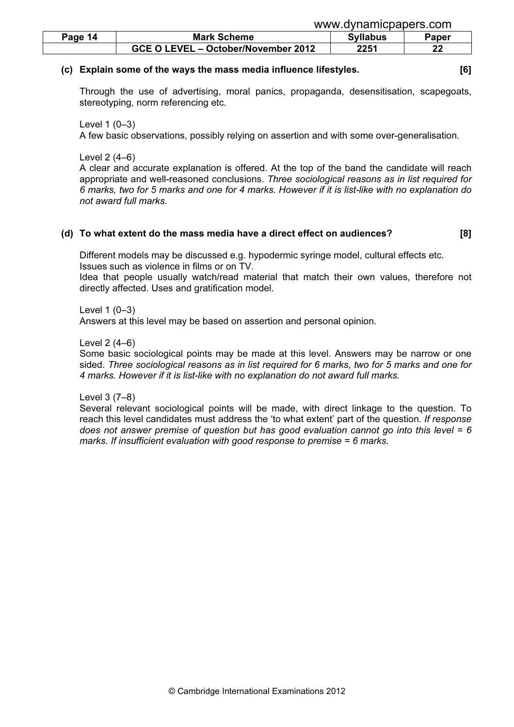**(c) Explain some of the ways the mass media influence lifestyles. [6]**

Through the use of advertising, moral panics, propaganda, desensitisation, scapegoats, stereotyping, norm referencing etc.

Level 1 (0–3)
A few basic observations, possibly relying on assertion and with some over-generalisation.

Level 2 (4–6)
A clear and accurate explanation is offered. At the top of the band the candidate will reach appropriate and well-reasoned conclusions. *Three sociological reasons as in list required for 6 marks, two for 5 marks and one for 4 marks. However if it is list-like with no explanation do not award full marks.*

**(d) To what extent do the mass media have a direct effect on audiences? [8]**

Different models may be discussed e.g. hypodermic syringe model, cultural effects etc.
Issues such as violence in films or on TV.
Idea that people usually watch/read material that match their own values, therefore not directly affected. Uses and gratification model.

Level 1 (0–3)
Answers at this level may be based on assertion and personal opinion.

Level 2 (4–6)
Some basic sociological points may be made at this level. Answers may be narrow or one sided. *Three sociological reasons as in list required for 6 marks, two for 5 marks and one for 4 marks. However if it is list-like with no explanation do not award full marks.*

Level 3 (7–8)
Several relevant sociological points will be made, with direct linkage to the question. To reach this level candidates must address the 'to what extent' part of the question. *If response does not answer premise of question but has good evaluation cannot go into this level = 6 marks. If insufficient evaluation with good response to premise = 6 marks.*